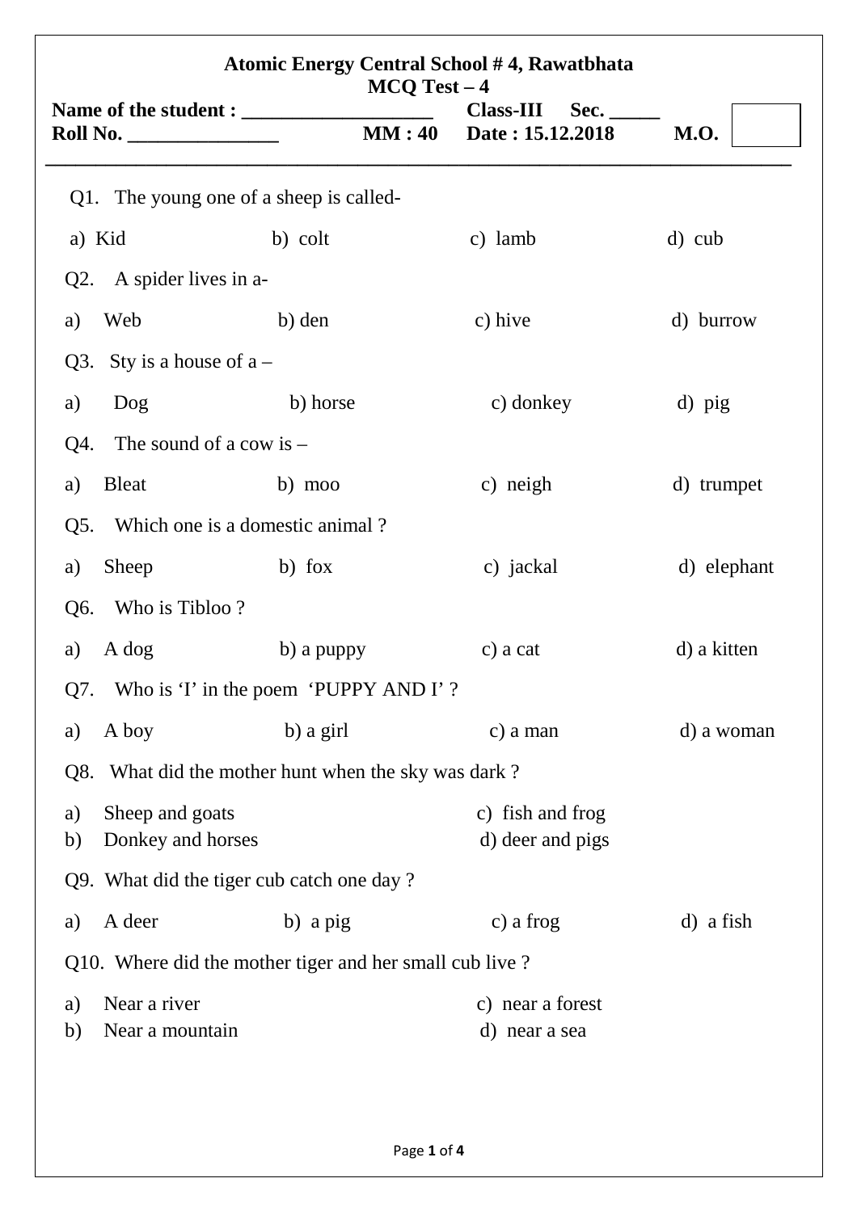**Atomic Energy Central School # 4, Rawatbhata**

**MCQ Test – 4**

**Name of the student : __________________ Class-III Sec. _____**

**Roll No. _______________ MM : 40 Date : 15.12.2018 M.O.**

---

Q1. The young one of a sheep is called-

a) Kid b) colt c) lamb d) cub

Q2. A spider lives in a-

a) Web b) den c) hive d) burrow

Q3. Sty is a house of a –

a) Dog b) horse c) donkey d) pig

Q4. The sound of a cow is –

a) Bleat b) moo c) neigh d) trumpet

Q5. Which one is a domestic animal ?

a) Sheep b) fox c) jackal d) elephant

Q6. Who is Tibloo ?

a) A dog b) a puppy c) a cat d) a kitten

Q7. Who is 'I' in the poem 'PUPPY AND I' ?

a) A boy b) a girl c) a man d) a woman

Q8. What did the mother hunt when the sky was dark ?

a) Sheep and goats c) fish and frog
b) Donkey and horses d) deer and pigs

Q9. What did the tiger cub catch one day ?

a) A deer b) a pig c) a frog d) a fish

Q10. Where did the mother tiger and her small cub live ?

a) Near a river c) near a forest
b) Near a mountain d) near a sea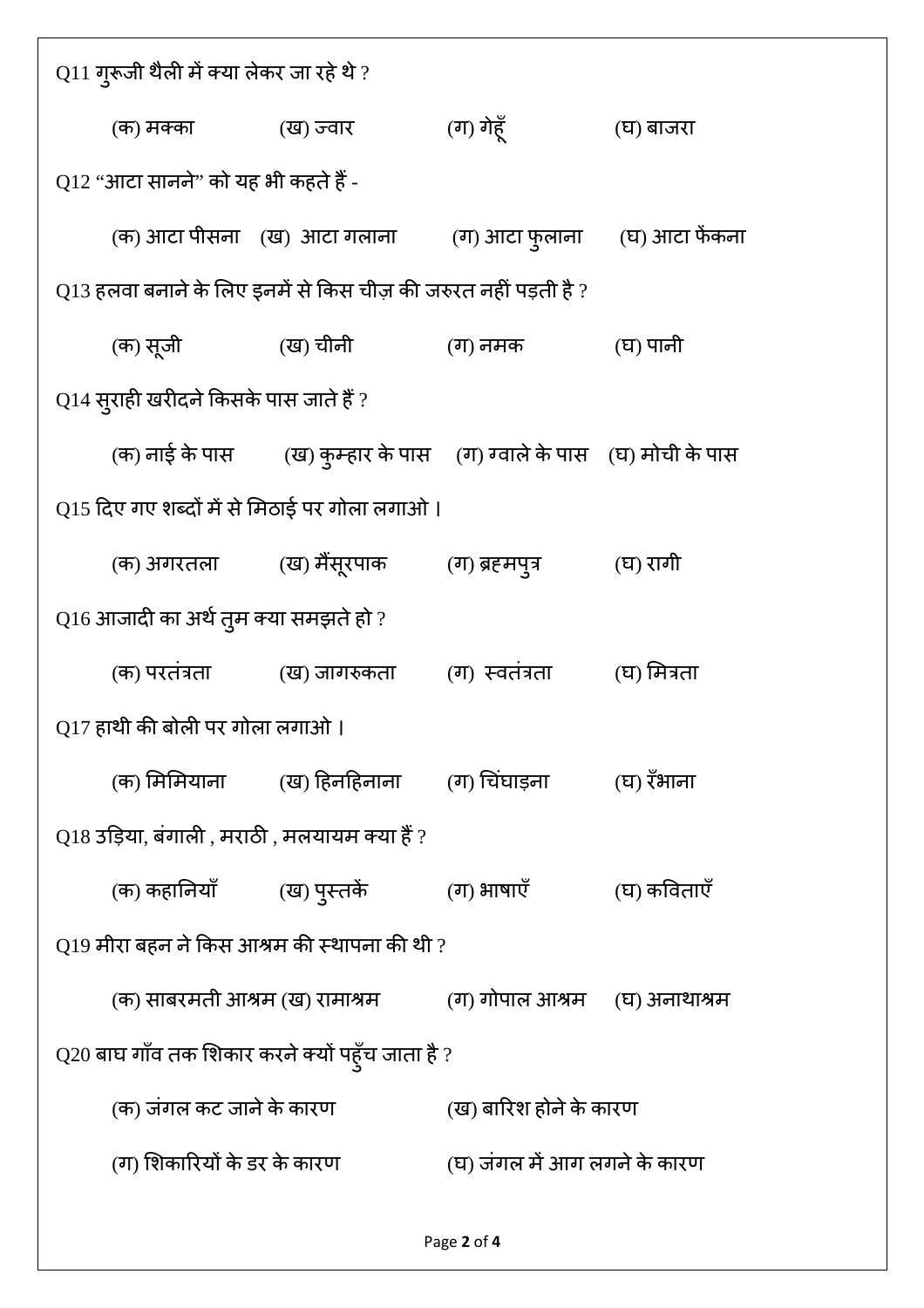Q11 गुरूजी थैली में क्या लेकर जा रहे थे ?

(क) मक्का (ख) ज्वार (ग) गेहूँ (घ) बाजरा

Q12 "आटा सानने" को यह भी कहते हैं -

(क) आटा पीसना (ख) आटा गलाना (ग) आटा फुलाना (घ) आटा फेंकना

Q13 हलवा बनाने के लिए इनमें से किस चीज़ की जरुरत नहीं पड़ती है ?

(क) सूजी (ख) चीनी (ग) नमक (घ) पानी

Q14 सुराही खरीदने किसके पास जाते हैं ?

(क) नाई के पास (ख) कुम्हार के पास (ग) ग्वाले के पास (घ) मोची के पास

Q15 दिए गए शब्दों में से मिठाई पर गोला लगाओ ।

(क) अगरतला (ख) मैसूरपाक (ग) ब्रह्मपुत्र (घ) रागी

Q16 आजादी का अर्थ तुम क्या समझते हो ?

(क) परतंत्रता (ख) जागरुकता (ग) स्वतंत्रता (घ) मित्रता

Q17 हाथी की बोली पर गोला लगाओ ।

(क) मिमियाना (ख) हिनहिनाना (ग) चिंघाड़ना (घ) रँभाना

Q18 उड़िया, बंगाली , मराठी , मलयायम क्या हैं ?

(क) कहानियाँ (ख) पुस्तकें (ग) भाषाएँ (घ) कविताएँ

Q19 मीरा बहन ने किस आश्रम की स्थापना की थी ?

(क) साबरमती आश्रम (ख) रामाश्रम (ग) गोपाल आश्रम (घ) अनाथाश्रम

Q20 बाघ गाँव तक शिकार करने क्यों पहुँच जाता है ?

(क) जंगल कट जाने के कारण (ख) बारिश होने के कारण

(ग) शिकारियों के डर के कारण (घ) जंगल में आग लगने के कारण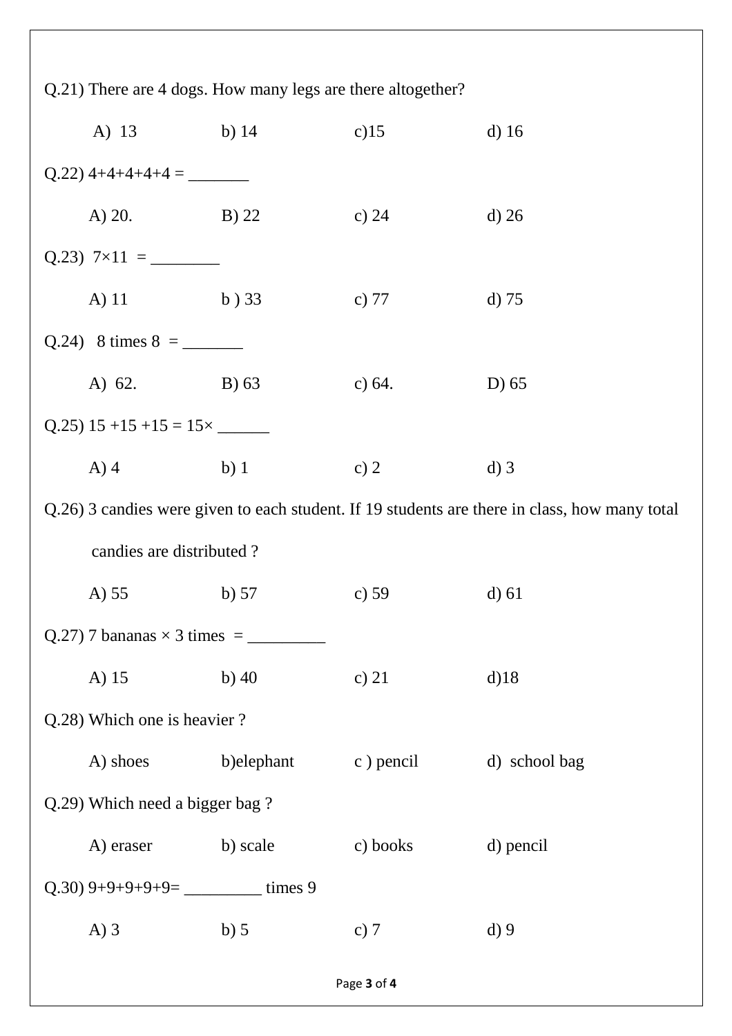Q.21) There are 4 dogs. How many legs are there altogether?

A) 13 b) 14 c)15 d) 16

Q.22) 4+4+4+4+4 = _______

A) 20. B) 22 c) 24 d) 26

Q.23) 7×11 = ________

A) 11 b ) 33 c) 77 d) 75

Q.24) 8 times 8 = _______

A) 62. B) 63 c) 64. D) 65

Q.25) 15 +15 +15 = 15× ______

A) 4 b) 1 c) 2 d) 3

Q.26) 3 candies were given to each student. If 19 students are there in class, how many total candies are distributed ?

A) 55 b) 57 c) 59 d) 61

Q.27) 7 bananas × 3 times = _________

A) 15 b) 40 c) 21 d)18

Q.28) Which one is heavier ?

A) shoes b)elephant c ) pencil d) school bag

Q.29) Which need a bigger bag ?

A) eraser b) scale c) books d) pencil

Q.30) 9+9+9+9+9= _________ times 9

A) 3 b) 5 c) 7 d) 9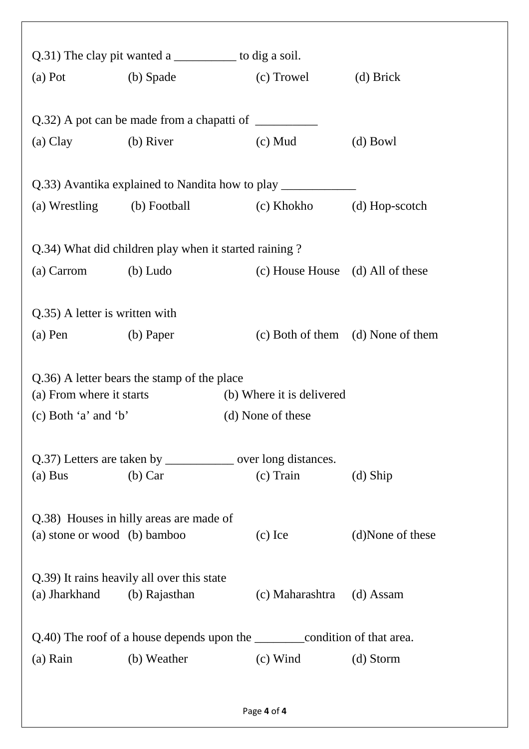Q.31) The clay pit wanted a __________ to dig a soil.

(a) Pot (b) Spade (c) Trowel (d) Brick

Q.32) A pot can be made from a chapatti of __________

(a) Clay (b) River (c) Mud (d) Bowl

Q.33) Avantika explained to Nandita how to play ____________

(a) Wrestling (b) Football (c) Khokho (d) Hop-scotch

Q.34) What did children play when it started raining ?

(a) Carrom (b) Ludo (c) House House (d) All of these

Q.35) A letter is written with

(a) Pen (b) Paper (c) Both of them (d) None of them

Q.36) A letter bears the stamp of the place

(a) From where it starts (b) Where it is delivered

(c) Both 'a' and 'b' (d) None of these

Q.37) Letters are taken by ___________ over long distances.

(a) Bus (b) Car (c) Train (d) Ship

Q.38) Houses in hilly areas are made of

(a) stone or wood (b) bamboo (c) Ice (d)None of these

Q.39) It rains heavily all over this state

(a) Jharkhand (b) Rajasthan (c) Maharashtra (d) Assam

Q.40) The roof of a house depends upon the ________condition of that area.

(a) Rain (b) Weather (c) Wind (d) Storm